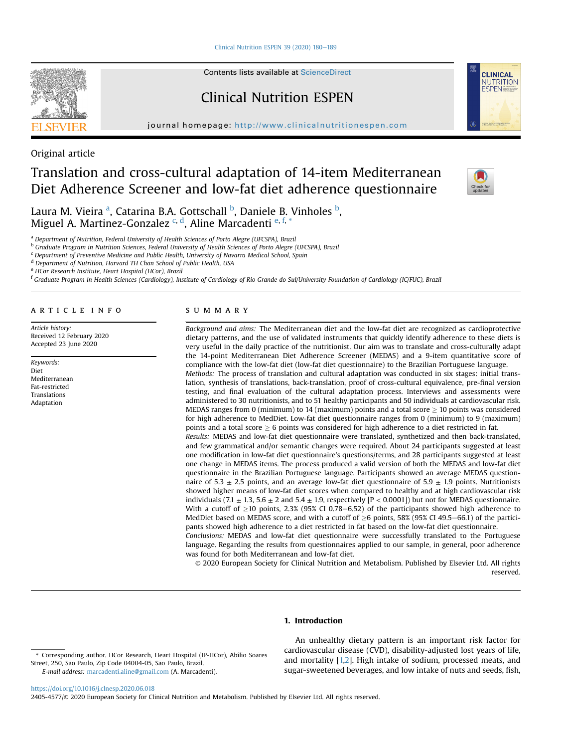Original article

# Translation and cross-cultural adaptation of 14-item Mediterranean Diet Adherence Screener and low-fat diet adherence questionnaire

Laura M. Vieira [a], Catarina B.A. Gottschall [b], Daniele B. Vinholes [b], Miguel A. Martinez-Gonzalez [c, d], Aline Marcadenti [e, f, *]

[a] Department of Nutrition, Federal University of Health Sciences of Porto Alegre (UFCSPA), Brazil
[b] Graduate Program in Nutrition Sciences, Federal University of Health Sciences of Porto Alegre (UFCSPA), Brazil
[c] Department of Preventive Medicine and Public Health, University of Navarra Medical School, Spain
[d] Department of Nutrition, Harvard TH Chan School of Public Health, USA
[e] HCor Research Institute, Heart Hospital (HCor), Brazil
[f] Graduate Program in Health Sciences (Cardiology), Institute of Cardiology of Rio Grande do Sul/University Foundation of Cardiology (IC/FUC), Brazil

## ARTICLE INFO

*Article history:*
Received 12 February 2020
Accepted 23 June 2020

*Keywords:*
Diet
Mediterranean
Fat-restricted
Translations
Adaptation

## SUMMARY

*Background and aims:* The Mediterranean diet and the low-fat diet are recognized as cardioprotective dietary patterns, and the use of validated instruments that quickly identify adherence to these diets is very useful in the daily practice of the nutritionist. Our aim was to translate and cross-culturally adapt the 14-point Mediterranean Diet Adherence Screener (MEDAS) and a 9-item quantitative score of compliance with the low-fat diet (low-fat diet questionnaire) to the Brazilian Portuguese language.

*Methods:* The process of translation and cultural adaptation was conducted in six stages: initial translation, synthesis of translations, back-translation, proof of cross-cultural equivalence, pre-final version testing, and final evaluation of the cultural adaptation process. Interviews and assessments were administered to 30 nutritionists, and to 51 healthy participants and 50 individuals at cardiovascular risk. MEDAS ranges from 0 (minimum) to 14 (maximum) points and a total score $\geq$ 10 points was considered for high adherence to MedDiet. Low-fat diet questionnaire ranges from 0 (minimum) to 9 (maximum) points and a total score $\geq$ 6 points was considered for high adherence to a diet restricted in fat.

*Results:* MEDAS and low-fat diet questionnaire were translated, synthetized and then back-translated, and few grammatical and/or semantic changes were required. About 24 participants suggested at least one modification in low-fat diet questionnaire's questions/terms, and 28 participants suggested at least one change in MEDAS items. The process produced a valid version of both the MEDAS and low-fat diet questionnaire in the Brazilian Portuguese language. Participants showed an average MEDAS questionnaire of 5.3 $\pm$ 2.5 points, and an average low-fat diet questionnaire of 5.9 $\pm$ 1.9 points. Nutritionists showed higher means of low-fat diet scores when compared to healthy and at high cardiovascular risk individuals (7.1 $\pm$ 1.3, 5.6 $\pm$ 2 and 5.4 $\pm$ 1.9, respectively [$P < 0.0001$]) but not for MEDAS questionnaire. With a cutoff of $\geq$10 points, 2.3% (95% CI 0.78–6.52) of the participants showed high adherence to MedDiet based on MEDAS score, and with a cutoff of $\geq$6 points, 58% (95% CI 49.5–66.1) of the participants showed high adherence to a diet restricted in fat based on the low-fat diet questionnaire.

*Conclusions:* MEDAS and low-fat diet questionnaire were successfully translated to the Portuguese language. Regarding the results from questionnaires applied to our sample, in general, poor adherence was found for both Mediterranean and low-fat diet.

© 2020 European Society for Clinical Nutrition and Metabolism. Published by Elsevier Ltd. All rights reserved.

## 1. Introduction

An unhealthy dietary pattern is an important risk factor for cardiovascular disease (CVD), disability-adjusted lost years of life, and mortality [1,2]. High intake of sodium, processed meats, and sugar-sweetened beverages, and low intake of nuts and seeds, fish,

* Corresponding author. HCor Research, Heart Hospital (IP-HCor), Abílio Soares Street, 250, São Paulo, Zip Code 04004-05, São Paulo, Brazil.
E-mail address: marcadenti.aline@gmail.com (A. Marcadenti).

https://doi.org/10.1016/j.clnesp.2020.06.018
2405-4577/© 2020 European Society for Clinical Nutrition and Metabolism. Published by Elsevier Ltd. All rights reserved.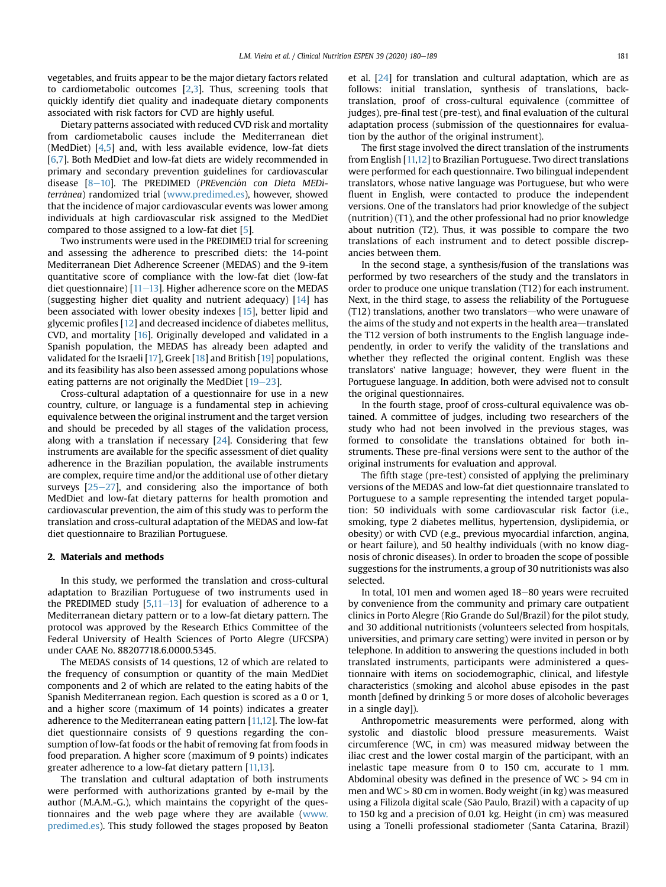vegetables, and fruits appear to be the major dietary factors related to cardiometabolic outcomes [2,3]. Thus, screening tools that quickly identify diet quality and inadequate dietary components associated with risk factors for CVD are highly useful.

Dietary patterns associated with reduced CVD risk and mortality from cardiometabolic causes include the Mediterranean diet (MedDiet) [4,5] and, with less available evidence, low-fat diets [6,7]. Both MedDiet and low-fat diets are widely recommended in primary and secondary prevention guidelines for cardiovascular disease [8–10]. The PREDIMED (*PREvención con Dieta MEDiterránea*) randomized trial (www.predimed.es), however, showed that the incidence of major cardiovascular events was lower among individuals at high cardiovascular risk assigned to the MedDiet compared to those assigned to a low-fat diet [5].

Two instruments were used in the PREDIMED trial for screening and assessing the adherence to prescribed diets: the 14-point Mediterranean Diet Adherence Screener (MEDAS) and the 9-item quantitative score of compliance with the low-fat diet (low-fat diet questionnaire) [11–13]. Higher adherence score on the MEDAS (suggesting higher diet quality and nutrient adequacy) [14] has been associated with lower obesity indexes [15], better lipid and glycemic profiles [12] and decreased incidence of diabetes mellitus, CVD, and mortality [16]. Originally developed and validated in a Spanish population, the MEDAS has already been adapted and validated for the Israeli [17], Greek [18] and British [19] populations, and its feasibility has also been assessed among populations whose eating patterns are not originally the MedDiet [19–23].

Cross-cultural adaptation of a questionnaire for use in a new country, culture, or language is a fundamental step in achieving equivalence between the original instrument and the target version and should be preceded by all stages of the validation process, along with a translation if necessary [24]. Considering that few instruments are available for the specific assessment of diet quality adherence in the Brazilian population, the available instruments are complex, require time and/or the additional use of other dietary surveys [25–27], and considering also the importance of both MedDiet and low-fat dietary patterns for health promotion and cardiovascular prevention, the aim of this study was to perform the translation and cross-cultural adaptation of the MEDAS and low-fat diet questionnaire to Brazilian Portuguese.

## 2. Materials and methods

In this study, we performed the translation and cross-cultural adaptation to Brazilian Portuguese of two instruments used in the PREDIMED study [5,11–13] for evaluation of adherence to a Mediterranean dietary pattern or to a low-fat dietary pattern. The protocol was approved by the Research Ethics Committee of the Federal University of Health Sciences of Porto Alegre (UFCSPA) under CAAE No. 88207718.6.0000.5345.

The MEDAS consists of 14 questions, 12 of which are related to the frequency of consumption or quantity of the main MedDiet components and 2 of which are related to the eating habits of the Spanish Mediterranean region. Each question is scored as a 0 or 1, and a higher score (maximum of 14 points) indicates a greater adherence to the Mediterranean eating pattern [11,12]. The low-fat diet questionnaire consists of 9 questions regarding the consumption of low-fat foods or the habit of removing fat from foods in food preparation. A higher score (maximum of 9 points) indicates greater adherence to a low-fat dietary pattern [11,13].

The translation and cultural adaptation of both instruments were performed with authorizations granted by e-mail by the author (M.A.M.-G.), which maintains the copyright of the questionnaires and the web page where they are available (www.predimed.es). This study followed the stages proposed by Beaton et al. [24] for translation and cultural adaptation, which are as follows: initial translation, synthesis of translations, back-translation, proof of cross-cultural equivalence (committee of judges), pre-final test (pre-test), and final evaluation of the cultural adaptation process (submission of the questionnaires for evaluation by the author of the original instrument).

The first stage involved the direct translation of the instruments from English [11,12] to Brazilian Portuguese. Two direct translations were performed for each questionnaire. Two bilingual independent translators, whose native language was Portuguese, but who were fluent in English, were contacted to produce the independent versions. One of the translators had prior knowledge of the subject (nutrition) (T1), and the other professional had no prior knowledge about nutrition (T2). Thus, it was possible to compare the two translations of each instrument and to detect possible discrepancies between them.

In the second stage, a synthesis/fusion of the translations was performed by two researchers of the study and the translators in order to produce one unique translation (T12) for each instrument. Next, in the third stage, to assess the reliability of the Portuguese (T12) translations, another two translators—who were unaware of the aims of the study and not experts in the health area—translated the T12 version of both instruments to the English language independently, in order to verify the validity of the translations and whether they reflected the original content. English was these translators' native language; however, they were fluent in the Portuguese language. In addition, both were advised not to consult the original questionnaires.

In the fourth stage, proof of cross-cultural equivalence was obtained. A committee of judges, including two researchers of the study who had not been involved in the previous stages, was formed to consolidate the translations obtained for both instruments. These pre-final versions were sent to the author of the original instruments for evaluation and approval.

The fifth stage (pre-test) consisted of applying the preliminary versions of the MEDAS and low-fat diet questionnaire translated to Portuguese to a sample representing the intended target population: 50 individuals with some cardiovascular risk factor (i.e., smoking, type 2 diabetes mellitus, hypertension, dyslipidemia, or obesity) or with CVD (e.g., previous myocardial infarction, angina, or heart failure), and 50 healthy individuals (with no know diagnosis of chronic diseases). In order to broaden the scope of possible suggestions for the instruments, a group of 30 nutritionists was also selected.

In total, 101 men and women aged 18–80 years were recruited by convenience from the community and primary care outpatient clinics in Porto Alegre (Rio Grande do Sul/Brazil) for the pilot study, and 30 additional nutritionists (volunteers selected from hospitals, universities, and primary care setting) were invited in person or by telephone. In addition to answering the questions included in both translated instruments, participants were administered a questionnaire with items on sociodemographic, clinical, and lifestyle characteristics (smoking and alcohol abuse episodes in the past month [defined by drinking 5 or more doses of alcoholic beverages in a single day]).

Anthropometric measurements were performed, along with systolic and diastolic blood pressure measurements. Waist circumference (WC, in cm) was measured midway between the iliac crest and the lower costal margin of the participant, with an inelastic tape measure from 0 to 150 cm, accurate to 1 mm. Abdominal obesity was defined in the presence of WC > 94 cm in men and WC > 80 cm in women. Body weight (in kg) was measured using a Filizola digital scale (São Paulo, Brazil) with a capacity of up to 150 kg and a precision of 0.01 kg. Height (in cm) was measured using a Tonelli professional stadiometer (Santa Catarina, Brazil)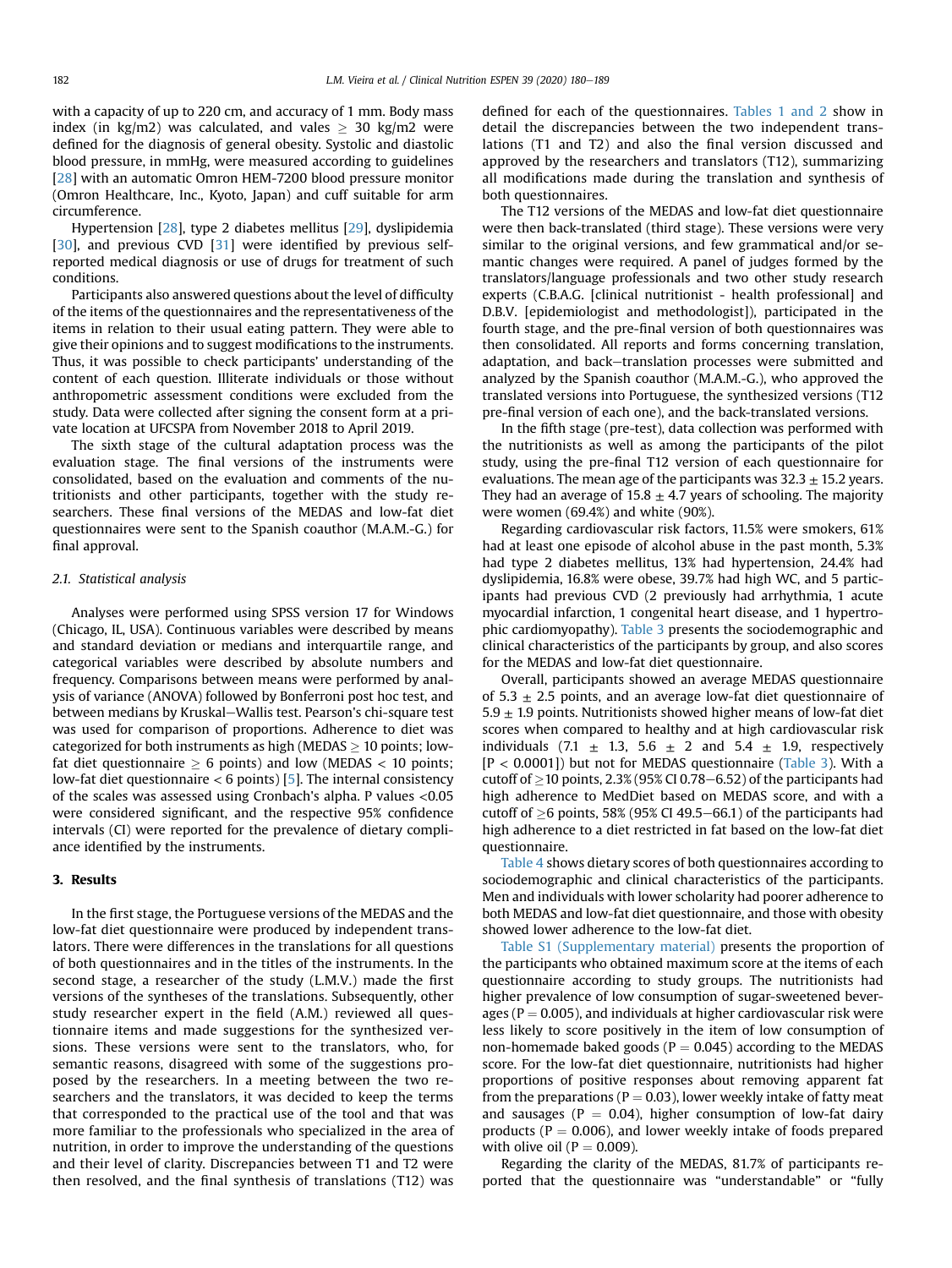with a capacity of up to 220 cm, and accuracy of 1 mm. Body mass index (in kg/m2) was calculated, and vales ≥ 30 kg/m2 were defined for the diagnosis of general obesity. Systolic and diastolic blood pressure, in mmHg, were measured according to guidelines [28] with an automatic Omron HEM-7200 blood pressure monitor (Omron Healthcare, Inc., Kyoto, Japan) and cuff suitable for arm circumference.

Hypertension [28], type 2 diabetes mellitus [29], dyslipidemia [30], and previous CVD [31] were identified by previous self-reported medical diagnosis or use of drugs for treatment of such conditions.

Participants also answered questions about the level of difficulty of the items of the questionnaires and the representativeness of the items in relation to their usual eating pattern. They were able to give their opinions and to suggest modifications to the instruments. Thus, it was possible to check participants' understanding of the content of each question. Illiterate individuals or those without anthropometric assessment conditions were excluded from the study. Data were collected after signing the consent form at a private location at UFCSPA from November 2018 to April 2019.

The sixth stage of the cultural adaptation process was the evaluation stage. The final versions of the instruments were consolidated, based on the evaluation and comments of the nutritionists and other participants, together with the study researchers. These final versions of the MEDAS and low-fat diet questionnaires were sent to the Spanish coauthor (M.A.M.-G.) for final approval.

### 2.1. Statistical analysis

Analyses were performed using SPSS version 17 for Windows (Chicago, IL, USA). Continuous variables were described by means and standard deviation or medians and interquartile range, and categorical variables were described by absolute numbers and frequency. Comparisons between means were performed by analysis of variance (ANOVA) followed by Bonferroni post hoc test, and between medians by Kruskal–Wallis test. Pearson's chi-square test was used for comparison of proportions. Adherence to diet was categorized for both instruments as high (MEDAS ≥ 10 points; low-fat diet questionnaire ≥ 6 points) and low (MEDAS < 10 points; low-fat diet questionnaire < 6 points) [5]. The internal consistency of the scales was assessed using Cronbach's alpha. P values <0.05 were considered significant, and the respective 95% confidence intervals (CI) were reported for the prevalence of dietary compliance identified by the instruments.

## 3. Results

In the first stage, the Portuguese versions of the MEDAS and the low-fat diet questionnaire were produced by independent translators. There were differences in the translations for all questions of both questionnaires and in the titles of the instruments. In the second stage, a researcher of the study (L.M.V.) made the first versions of the syntheses of the translations. Subsequently, other study researcher expert in the field (A.M.) reviewed all questionnaire items and made suggestions for the synthesized versions. These versions were sent to the translators, who, for semantic reasons, disagreed with some of the suggestions proposed by the researchers. In a meeting between the two researchers and the translators, it was decided to keep the terms that corresponded to the practical use of the tool and that was more familiar to the professionals who specialized in the area of nutrition, in order to improve the understanding of the questions and their level of clarity. Discrepancies between T1 and T2 were then resolved, and the final synthesis of translations (T12) was defined for each of the questionnaires. Tables 1 and 2 show in detail the discrepancies between the two independent translations (T1 and T2) and also the final version discussed and approved by the researchers and translators (T12), summarizing all modifications made during the translation and synthesis of both questionnaires.

The T12 versions of the MEDAS and low-fat diet questionnaire were then back-translated (third stage). These versions were very similar to the original versions, and few grammatical and/or semantic changes were required. A panel of judges formed by the translators/language professionals and two other study research experts (C.B.A.G. [clinical nutritionist - health professional] and D.B.V. [epidemiologist and methodologist]), participated in the fourth stage, and the pre-final version of both questionnaires was then consolidated. All reports and forms concerning translation, adaptation, and back–translation processes were submitted and analyzed by the Spanish coauthor (M.A.M.-G.), who approved the translated versions into Portuguese, the synthesized versions (T12 pre-final version of each one), and the back-translated versions.

In the fifth stage (pre-test), data collection was performed with the nutritionists as well as among the participants of the pilot study, using the pre-final T12 version of each questionnaire for evaluations. The mean age of the participants was 32.3 ± 15.2 years. They had an average of 15.8 ± 4.7 years of schooling. The majority were women (69.4%) and white (90%).

Regarding cardiovascular risk factors, 11.5% were smokers, 61% had at least one episode of alcohol abuse in the past month, 5.3% had type 2 diabetes mellitus, 13% had hypertension, 24.4% had dyslipidemia, 16.8% were obese, 39.7% had high WC, and 5 participants had previous CVD (2 previously had arrhythmia, 1 acute myocardial infarction, 1 congenital heart disease, and 1 hypertrophic cardiomyopathy). Table 3 presents the sociodemographic and clinical characteristics of the participants by group, and also scores for the MEDAS and low-fat diet questionnaire.

Overall, participants showed an average MEDAS questionnaire of 5.3 ± 2.5 points, and an average low-fat diet questionnaire of 5.9 ± 1.9 points. Nutritionists showed higher means of low-fat diet scores when compared to healthy and at high cardiovascular risk individuals (7.1 ± 1.3, 5.6 ± 2 and 5.4 ± 1.9, respectively [$P < 0.0001$]) but not for MEDAS questionnaire (Table 3). With a cutoff of ≥10 points, 2.3% (95% CI 0.78–6.52) of the participants had high adherence to MedDiet based on MEDAS score, and with a cutoff of ≥6 points, 58% (95% CI 49.5–66.1) of the participants had high adherence to a diet restricted in fat based on the low-fat diet questionnaire.

Table 4 shows dietary scores of both questionnaires according to sociodemographic and clinical characteristics of the participants. Men and individuals with lower scholarity had poorer adherence to both MEDAS and low-fat diet questionnaire, and those with obesity showed lower adherence to the low-fat diet.

Table S1 (Supplementary material) presents the proportion of the participants who obtained maximum score at the items of each questionnaire according to study groups. The nutritionists had higher prevalence of low consumption of sugar-sweetened beverages ($P = 0.005$), and individuals at higher cardiovascular risk were less likely to score positively in the item of low consumption of non-homemade baked goods ($P = 0.045$) according to the MEDAS score. For the low-fat diet questionnaire, nutritionists had higher proportions of positive responses about removing apparent fat from the preparations ($P = 0.03$), lower weekly intake of fatty meat and sausages ($P = 0.04$), higher consumption of low-fat dairy products ($P = 0.006$), and lower weekly intake of foods prepared with olive oil ($P = 0.009$).

Regarding the clarity of the MEDAS, 81.7% of participants reported that the questionnaire was "understandable" or "fully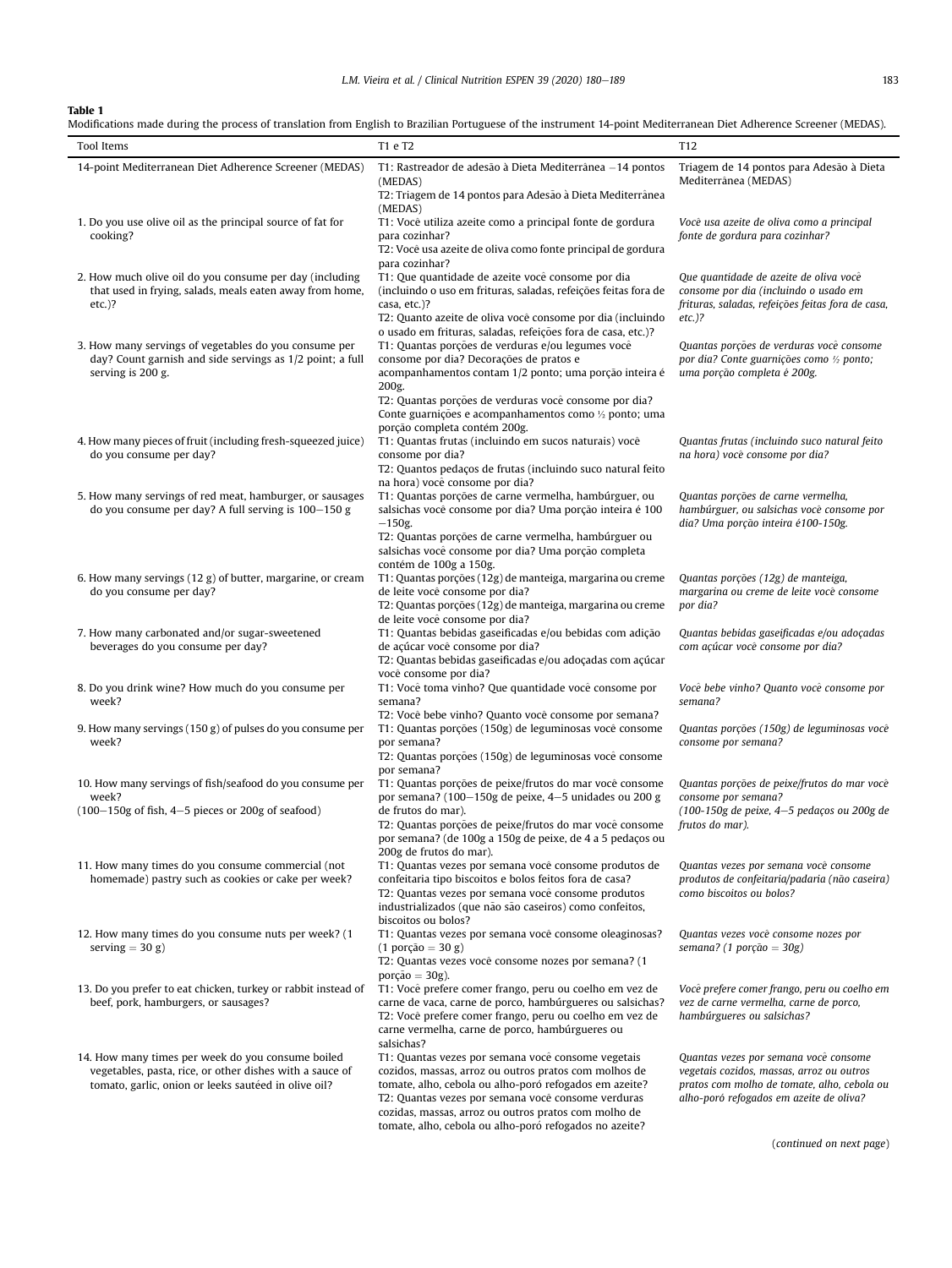**Table 1**
Modifications made during the process of translation from English to Brazilian Portuguese of the instrument 14-point Mediterranean Diet Adherence Screener (MEDAS).

| Tool Items | T1 e T2 | T12 |
|---|---|---|
| 14-point Mediterranean Diet Adherence Screener (MEDAS) | T1: Rastreador de adesão à Dieta Mediterrânea −14 pontos (MEDAS)<br>T2: Triagem de 14 pontos para Adesão à Dieta Mediterrânea (MEDAS) | Triagem de 14 pontos para Adesão à Dieta Mediterrânea (MEDAS) |
| 1. Do you use olive oil as the principal source of fat for cooking? | T1: Você utiliza azeite como a principal fonte de gordura para cozinhar?<br>T2: Você usa azeite de oliva como fonte principal de gordura para cozinhar? | *Você usa azeite de oliva como a principal fonte de gordura para cozinhar?* |
| 2. How much olive oil do you consume per day (including that used in frying, salads, meals eaten away from home, etc.)? | T1: Que quantidade de azeite você consome por dia (incluindo o uso em frituras, saladas, refeições feitas fora de casa, etc.)?<br>T2: Quanto azeite de oliva você consome por dia (incluindo o usado em frituras, saladas, refeições fora de casa, etc.)? | *Que quantidade de azeite de oliva você consome por dia (incluindo o usado em frituras, saladas, refeições feitas fora de casa, etc.)?* |
| 3. How many servings of vegetables do you consume per day? Count garnish and side servings as 1/2 point; a full serving is 200 g. | T1: Quantas porções de verduras e/ou legumes você consome por dia? Decorações de pratos e acompanhamentos contam 1/2 ponto; uma porção inteira é 200g.<br>T2: Quantas porções de verduras você consome por dia? Conte guarnições e acompanhamentos como ½ ponto; uma porção completa contém 200g. | *Quantas porções de verduras você consome por dia? Conte guarnições como ½ ponto; uma porção completa é 200g.* |
| 4. How many pieces of fruit (including fresh-squeezed juice) do you consume per day? | T1: Quantas frutas (incluindo em sucos naturais) você consome por dia?<br>T2: Quantos pedaços de frutas (incluindo suco natural feito na hora) você consome por dia? | *Quantas frutas (incluindo suco natural feito na hora) você consome por dia?* |
| 5. How many servings of red meat, hamburger, or sausages do you consume per day? A full serving is 100–150 g | T1: Quantas porções de carne vermelha, hambúrguer, ou salsichas você consome por dia? Uma porção inteira é 100−150g.<br>T2: Quantas porções de carne vermelha, hambúrguer ou salsichas você consome por dia? Uma porção completa contém de 100g a 150g. | *Quantas porções de carne vermelha, hambúrguer, ou salsichas você consome por dia? Uma porção inteira é100-150g.* |
| 6. How many servings (12 g) of butter, margarine, or cream do you consume per day? | T1: Quantas porções (12g) de manteiga, margarina ou creme de leite você consome por dia?<br>T2: Quantas porções (12g) de manteiga, margarina ou creme de leite você consome por dia? | *Quantas porções (12g) de manteiga, margarina ou creme de leite você consome por dia?* |
| 7. How many carbonated and/or sugar-sweetened beverages do you consume per day? | T1: Quantas bebidas gaseificadas e/ou bebidas com adição de açúcar você consome por dia?<br>T2: Quantas bebidas gaseificadas e/ou adoçadas com açúcar você consome por dia? | *Quantas bebidas gaseificadas e/ou adoçadas com açúcar você consome por dia?* |
| 8. Do you drink wine? How much do you consume per week? | T1: Você toma vinho? Que quantidade você consome por semana?<br>T2: Você bebe vinho? Quanto você consome por semana? | *Você bebe vinho? Quanto você consome por semana?* |
| 9. How many servings (150 g) of pulses do you consume per week? | T1: Quantas porções (150g) de leguminosas você consome por semana?<br>T2: Quantas porções (150g) de leguminosas você consome por semana? | *Quantas porções (150g) de leguminosas você consome por semana?* |
| 10. How many servings of fish/seafood do you consume per week?<br>(100–150g of fish, 4–5 pieces or 200g of seafood) | T1: Quantas porções de peixe/frutos do mar você consome por semana? (100−150g de peixe, 4−5 unidades ou 200 g de frutos do mar).<br>T2: Quantas porções de peixe/frutos do mar você consome por semana? (de 100g a 150g de peixe, de 4 a 5 pedaços ou 200g de frutos do mar). | *Quantas porções de peixe/frutos do mar você consome por semana?*<br>*(100-150g de peixe, 4–5 pedaços ou 200g de frutos do mar).* |
| 11. How many times do you consume commercial (not homemade) pastry such as cookies or cake per week? | T1: Quantas vezes por semana você consome produtos de confeitaria tipo biscoitos e bolos feitos fora de casa?<br>T2: Quantas vezes por semana você consome produtos industrializados (que não são caseiros) como confeitos, biscoitos ou bolos? | *Quantas vezes por semana você consome produtos de confeitaria/padaria (não caseira) como biscoitos ou bolos?* |
| 12. How many times do you consume nuts per week? (1 serving = 30 g) | T1: Quantas vezes por semana você consome oleaginosas? (1 porção = 30 g)<br>T2: Quantas vezes você consome nozes por semana? (1 porção = 30g). | *Quantas vezes você consome nozes por semana? (1 porção = 30g)* |
| 13. Do you prefer to eat chicken, turkey or rabbit instead of beef, pork, hamburgers, or sausages? | T1: Você prefere comer frango, peru ou coelho em vez de carne de vaca, carne de porco, hambúrgueres ou salsichas?<br>T2: Você prefere comer frango, peru ou coelho em vez de carne vermelha, carne de porco, hambúrgueres ou salsichas? | *Você prefere comer frango, peru ou coelho em vez de carne vermelha, carne de porco, hambúrgueres ou salsichas?* |
| 14. How many times per week do you consume boiled vegetables, pasta, rice, or other dishes with a sauce of tomato, garlic, onion or leeks sautéed in olive oil? | T1: Quantas vezes por semana você consome vegetais cozidos, massas, arroz ou outros pratos com molhos de tomate, alho, cebola ou alho-poró refogados em azeite?<br>T2: Quantas vezes por semana você consome verduras cozidas, massas, arroz ou outros pratos com molho de tomate, alho, cebola ou alho-poró refogados no azeite? | *Quantas vezes por semana você consome vegetais cozidos, massas, arroz ou outros pratos com molho de tomate, alho, cebola ou alho-poró refogados em azeite de oliva?* |

(*continued on next page*)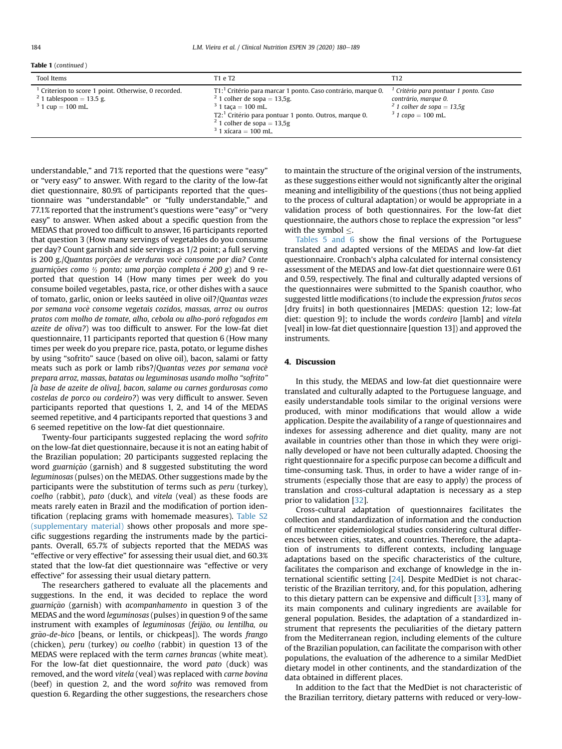**Table 1** (*continued*)

| Tool Items | T1 e T2 | T12 |
|---|---|---|
| [1] Criterion to score 1 point. Otherwise, 0 recorded.<br>[2] 1 tablespoon = 13.5 g.<br>[3] 1 cup = 100 mL. | T1:[1] Critério para marcar 1 ponto. Caso contrário, marque 0.<br>[2] 1 colher de sopa = 13,5g.<br>[3] 1 taça = 100 mL.<br>T2:[1] Critério para pontuar 1 ponto. Outros, marque 0.<br>[2] 1 colher de sopa = 13,5g<br>[3] 1 xícara = 100 mL. | *[1] Critério para pontuar 1 ponto. Caso contrário, marque 0.*<br>*[2] 1 colher de sopa = 13,5g*<br>*[3] 1 copo = 100 mL.* |

understandable," and 71% reported that the questions were "easy" or "very easy" to answer. With regard to the clarity of the low-fat diet questionnaire, 80.9% of participants reported that the questionnaire was "understandable" or "fully understandable," and 77.1% reported that the instrument's questions were "easy" or "very easy" to answer. When asked about a specific question from the MEDAS that proved too difficult to answer, 16 participants reported that question 3 (How many servings of vegetables do you consume per day? Count garnish and side servings as 1/2 point; a full serving is 200 g./*Quantas porções de verduras você consome por dia? Conte guarnições como ½ ponto; uma porção completa é 200 g*) and 9 reported that question 14 (How many times per week do you consume boiled vegetables, pasta, rice, or other dishes with a sauce of tomato, garlic, onion or leeks sautéed in olive oil?/*Quantas vezes por semana você consome vegetais cozidos, massas, arroz ou outros pratos com molho de tomate, alho, cebola ou alho-poró refogados em azeite de oliva?*) was too difficult to answer. For the low-fat diet questionnaire, 11 participants reported that question 6 (How many times per week do you prepare rice, pasta, potato, or legume dishes by using "sofrito" sauce (based on olive oil), bacon, salami or fatty meats such as pork or lamb ribs?/*Quantas vezes por semana você prepara arroz, massas, batatas ou leguminosas usando molho "sofrito" [à base de azeite de oliva], bacon, salame ou carnes gordurosas como costelas de porco ou cordeiro?*) was very difficult to answer. Seven participants reported that questions 1, 2, and 14 of the MEDAS seemed repetitive, and 4 participants reported that questions 3 and 6 seemed repetitive on the low-fat diet questionnaire.

Twenty-four participants suggested replacing the word *sofrito* on the low-fat diet questionnaire, because it is not an eating habit of the Brazilian population; 20 participants suggested replacing the word *guarnição* (garnish) and 8 suggested substituting the word *leguminosas* (pulses) on the MEDAS. Other suggestions made by the participants were the substitution of terms such as *peru* (turkey), *coelho* (rabbit), *pato* (duck), and *vitela* (veal) as these foods are meats rarely eaten in Brazil and the modification of portion identification (replacing grams with homemade measures). Table S2 (supplementary material) shows other proposals and more specific suggestions regarding the instruments made by the participants. Overall, 65.7% of subjects reported that the MEDAS was "effective or very effective" for assessing their usual diet, and 60.3% stated that the low-fat diet questionnaire was "effective or very effective" for assessing their usual dietary pattern.

The researchers gathered to evaluate all the placements and suggestions. In the end, it was decided to replace the word *guarnição* (garnish) with *acompanhamento* in question 3 of the MEDAS and the word *leguminosas* (pulses) in question 9 of the same instrument with examples of *leguminosas* (*feijão, ou lentilha, ou grão-de-bico* [beans, or lentils, or chickpeas]). The words *frango* (chicken), *peru* (turkey) *ou coelho* (rabbit) in question 13 of the MEDAS were replaced with the term *carnes brancas* (white meat). For the low-fat diet questionnaire, the word *pato* (duck) was removed, and the word *vitela* (veal) was replaced with *carne bovina* (beef) in question 2, and the word *sofrito* was removed from question 6. Regarding the other suggestions, the researchers chose to maintain the structure of the original version of the instruments, as these suggestions either would not significantly alter the original meaning and intelligibility of the questions (thus not being applied to the process of cultural adaptation) or would be appropriate in a validation process of both questionnaires. For the low-fat diet questionnaire, the authors chose to replace the expression "or less" with the symbol ≤.

Tables 5 and 6 show the final versions of the Portuguese translated and adapted versions of the MEDAS and low-fat diet questionnaire. Cronbach's alpha calculated for internal consistency assessment of the MEDAS and low-fat diet questionnaire were 0.61 and 0.59, respectively. The final and culturally adapted versions of the questionnaires were submitted to the Spanish coauthor, who suggested little modifications (to include the expression *frutos secos* [dry fruits] in both questionnaires [MEDAS: question 12; low-fat diet: question 9]; to include the words *cordeiro* [lamb] and *vitela* [veal] in low-fat diet questionnaire [question 13]) and approved the instruments.

## 4. Discussion

In this study, the MEDAS and low-fat diet questionnaire were translated and culturally adapted to the Portuguese language, and easily understandable tools similar to the original versions were produced, with minor modifications that would allow a wide application. Despite the availability of a range of questionnaires and indexes for assessing adherence and diet quality, many are not available in countries other than those in which they were originally developed or have not been culturally adapted. Choosing the right questionnaire for a specific purpose can become a difficult and time-consuming task. Thus, in order to have a wider range of instruments (especially those that are easy to apply) the process of translation and cross-cultural adaptation is necessary as a step prior to validation [32].

Cross-cultural adaptation of questionnaires facilitates the collection and standardization of information and the conduction of multicenter epidemiological studies considering cultural differences between cities, states, and countries. Therefore, the adaptation of instruments to different contexts, including language adaptations based on the specific characteristics of the culture, facilitates the comparison and exchange of knowledge in the international scientific setting [24]. Despite MedDiet is not characteristic of the Brazilian territory, and, for this population, adhering to this dietary pattern can be expensive and difficult [33], many of its main components and culinary ingredients are available for general population. Besides, the adaptation of a standardized instrument that represents the peculiarities of the dietary pattern from the Mediterranean region, including elements of the culture of the Brazilian population, can facilitate the comparison with other populations, the evaluation of the adherence to a similar MedDiet dietary model in other continents, and the standardization of the data obtained in different places.

In addition to the fact that the MedDiet is not characteristic of the Brazilian territory, dietary patterns with reduced or very-low-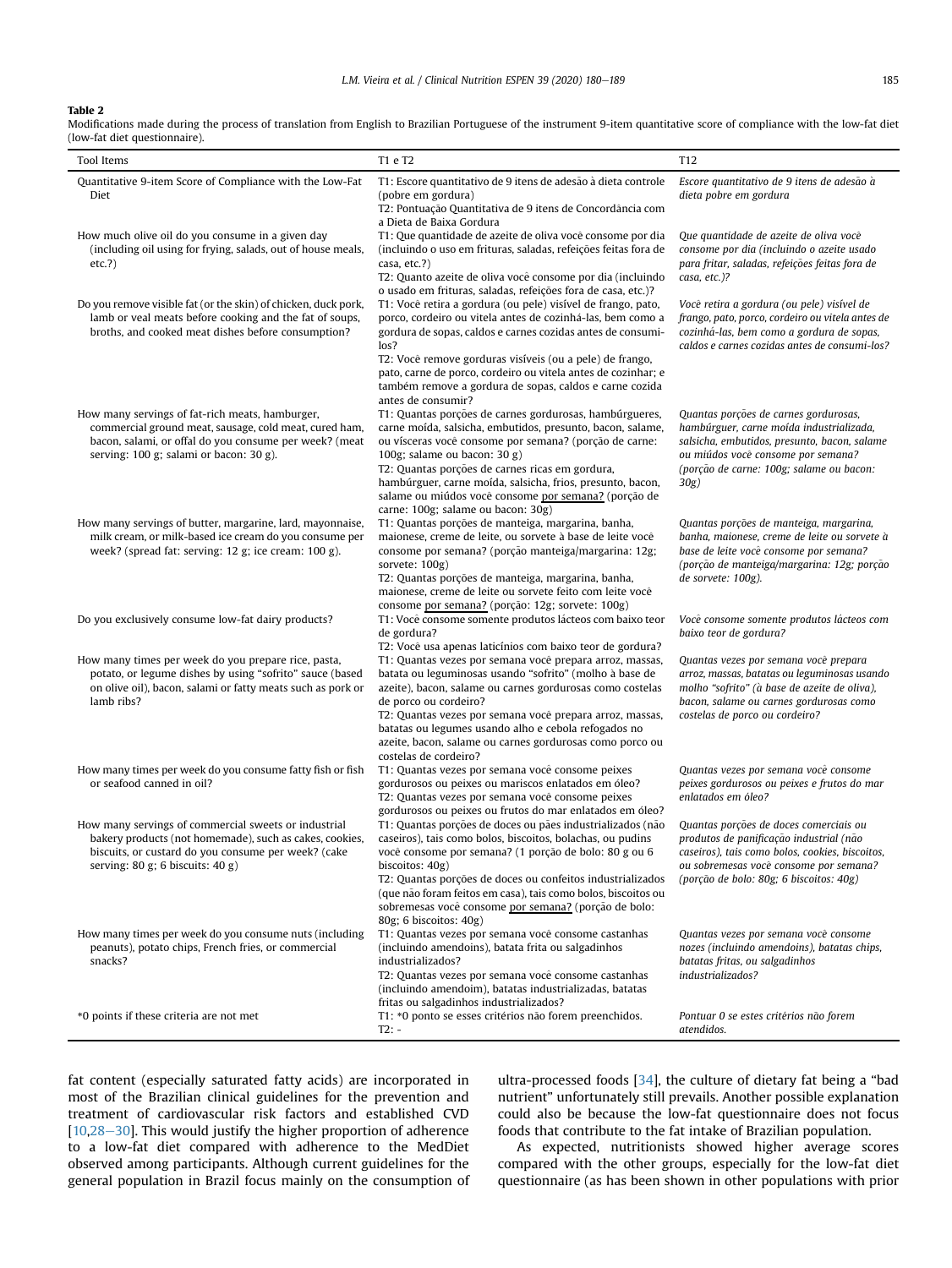**Table 2**
Modifications made during the process of translation from English to Brazilian Portuguese of the instrument 9-item quantitative score of compliance with the low-fat diet (low-fat diet questionnaire).

| Tool Items | T1 e T2 | T12 |
|---|---|---|
| Quantitative 9-item Score of Compliance with the Low-Fat Diet | T1: Escore quantitativo de 9 itens de adesão à dieta controle (pobre em gordura)<br>T2: Pontuação Quantitativa de 9 itens de Concordância com a Dieta de Baixa Gordura | *Escore quantitativo de 9 itens de adesão à dieta pobre em gordura* |
| How much olive oil do you consume in a given day (including oil using for frying, salads, out of house meals, etc.?) | T1: Que quantidade de azeite de oliva você consome por dia (incluindo o uso em frituras, saladas, refeições feitas fora de casa, etc.?)<br>T2: Quanto azeite de oliva você consome por dia (incluindo o usado em frituras, saladas, refeições fora de casa, etc.)? | *Que quantidade de azeite de oliva você consome por dia (incluindo o azeite usado para fritar, saladas, refeições feitas fora de casa, etc.)?* |
| Do you remove visible fat (or the skin) of chicken, duck pork, lamb or veal meats before cooking and the fat of soups, broths, and cooked meat dishes before consumption? | T1: Você retira a gordura (ou pele) visível de frango, pato, porco, cordeiro ou vitela antes de cozinhá-las, bem como a gordura de sopas, caldos e carnes cozidas antes de consumi-los?<br>T2: Você remove gorduras visíveis (ou a pele) de frango, pato, carne de porco, cordeiro ou vitela antes de cozinhar; e também remove a gordura de sopas, caldos e carne cozida antes de consumir? | *Você retira a gordura (ou pele) visível de frango, pato, porco, cordeiro ou vitela antes de cozinhá-las, bem como a gordura de sopas, caldos e carnes cozidas antes de consumi-los?* |
| How many servings of fat-rich meats, hamburger, commercial ground meat, sausage, cold meat, cured ham, bacon, salami, or offal do you consume per week? (meat serving: 100 g; salami or bacon: 30 g). | T1: Quantas porções de carnes gordurosas, hambúrgueres, carne moída, salsicha, embutidos, presunto, bacon, salame, ou vísceras você consome por semana? (porção de carne: 100g; salame ou bacon: 30 g)<br>T2: Quantas porções de carnes ricas em gordura, hambúrguer, carne moída, salsicha, frios, presunto, bacon, salame ou miúdos você consome <u>por semana?</u> (porção de carne: 100g; salame ou bacon: 30g) | *Quantas porções de carnes gordurosas, hambúrguer, carne moída industrializada, salsicha, embutidos, presunto, bacon, salame ou miúdos você consome por semana? (porção de carne: 100g; salame ou bacon: 30g)* |
| How many servings of butter, margarine, lard, mayonnaise, milk cream, or milk-based ice cream do you consume per week? (spread fat: serving: 12 g; ice cream: 100 g). | T1: Quantas porções de manteiga, margarina, banha, maionese, creme de leite, ou sorvete à base de leite você consome por semana? (porção manteiga/margarina: 12g; sorvete: 100g)<br>T2: Quantas porções de manteiga, margarina, banha, maionese, creme de leite ou sorvete feito com leite você consome <u>por semana?</u> (porção: 12g; sorvete: 100g) | *Quantas porções de manteiga, margarina, banha, maionese, creme de leite ou sorvete à base de leite você consome por semana? (porção de manteiga/margarina: 12g; porção de sorvete: 100g).* |
| Do you exclusively consume low-fat dairy products? | T1: Você consome somente produtos lácteos com baixo teor de gordura?<br>T2: Você usa apenas laticínios com baixo teor de gordura? | *Você consome somente produtos lácteos com baixo teor de gordura?* |
| How many times per week do you prepare rice, pasta, potato, or legume dishes by using "sofrito" sauce (based on olive oil), bacon, salami or fatty meats such as pork or lamb ribs? | T1: Quantas vezes por semana você prepara arroz, massas, batata ou leguminosas usando "sofrito" (molho à base de azeite), bacon, salame ou carnes gordurosas como costelas de porco ou cordeiro?<br>T2: Quantas vezes por semana você prepara arroz, massas, batatas ou legumes usando alho e cebola refogados no azeite, bacon, salame ou carnes gordurosas como porco ou costelas de cordeiro? | *Quantas vezes por semana você prepara arroz, massas, batatas ou leguminosas usando molho "sofrito" (à base de azeite de oliva), bacon, salame ou carnes gordurosas como costelas de porco ou cordeiro?* |
| How many times per week do you consume fatty fish or fish or seafood canned in oil? | T1: Quantas vezes por semana você consome peixes gordurosos ou peixes ou mariscos enlatados em óleo?<br>T2: Quantas vezes por semana você consome peixes gordurosos ou peixes ou frutos do mar enlatados em óleo? | *Quantas vezes por semana você consome peixes gordurosos ou peixes e frutos do mar enlatados em óleo?* |
| How many servings of commercial sweets or industrial bakery products (not homemade), such as cakes, cookies, biscuits, or custard do you consume per week? (cake serving: 80 g; 6 biscuits: 40 g) | T1: Quantas porções de doces ou pães industrializados (não caseiros), tais como bolos, biscoitos, bolachas, ou pudins você consome por semana? (1 porção de bolo: 80 g ou 6 biscoitos: 40g)<br>T2: Quantas porções de doces ou confeitos industrializados (que não foram feitos em casa), tais como bolos, biscoitos ou sobremesas você consome <u>por semana?</u> (porção de bolo: 80g; 6 biscoitos: 40g) | *Quantas porções de doces comerciais ou produtos de panificação industrial (não caseiros), tais como bolos, cookies, biscoitos, ou sobremesas você consome por semana? (porção de bolo: 80g; 6 biscoitos: 40g)* |
| How many times per week do you consume nuts (including peanuts), potato chips, French fries, or commercial snacks? | T1: Quantas vezes por semana você consome castanhas (incluindo amendoins), batata frita ou salgadinhos industrializados?<br>T2: Quantas vezes por semana você consome castanhas (incluindo amendoim), batatas industrializadas, batatas fritas ou salgadinhos industrializados? | *Quantas vezes por semana você consome nozes (incluindo amendoins), batatas chips, batatas fritas, ou salgadinhos industrializados?* |
| *0 points if these criteria are not met | T1: *0 ponto se esses critérios não forem preenchidos.<br>T2: - | *Pontuar 0 se estes critérios não forem atendidos.* |

fat content (especially saturated fatty acids) are incorporated in most of the Brazilian clinical guidelines for the prevention and treatment of cardiovascular risk factors and established CVD [10,28–30]. This would justify the higher proportion of adherence to a low-fat diet compared with adherence to the MedDiet observed among participants. Although current guidelines for the general population in Brazil focus mainly on the consumption of ultra-processed foods [34], the culture of dietary fat being a "bad nutrient" unfortunately still prevails. Another possible explanation could also be because the low-fat questionnaire does not focus foods that contribute to the fat intake of Brazilian population.

As expected, nutritionists showed higher average scores compared with the other groups, especially for the low-fat diet questionnaire (as has been shown in other populations with prior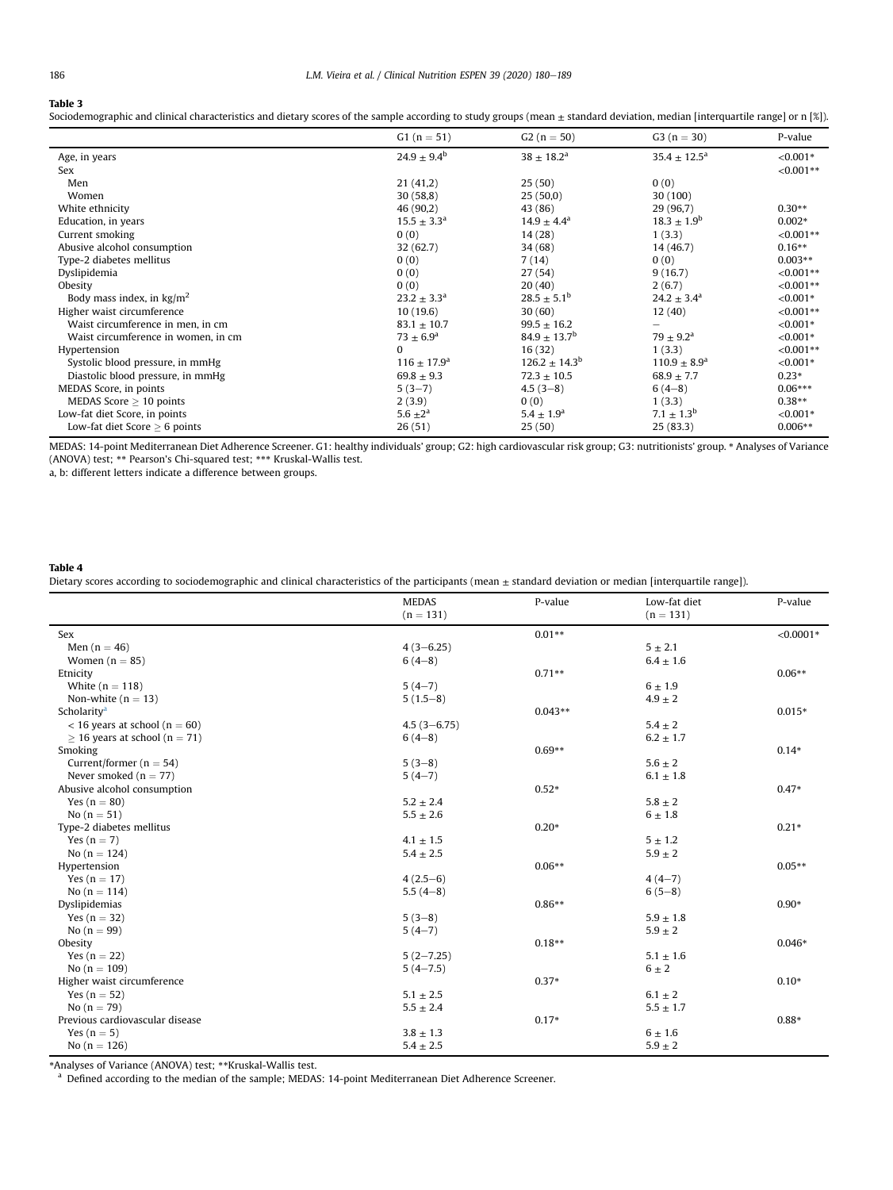**Table 3**

Sociodemographic and clinical characteristics and dietary scores of the sample according to study groups (mean ± standard deviation, median [interquartile range] or n [%]).

| | G1 (n = 51) | G2 (n = 50) | G3 (n = 30) | P-value |
|---|---|---|---|---|
| Age, in years | 24.9 ± 9.4[b] | 38 ± 18.2[a] | 35.4 ± 12.5[a] | <0.001* |
| Sex | | | | <0.001** |
| Men | 21 (41,2) | 25 (50) | 0 (0) | |
| Women | 30 (58,8) | 25 (50,0) | 30 (100) | |
| White ethnicity | 46 (90,2) | 43 (86) | 29 (96,7) | 0.30** |
| Education, in years | 15.5 ± 3.3[a] | 14.9 ± 4.4[a] | 18.3 ± 1.9[b] | 0.002* |
| Current smoking | 0 (0) | 14 (28) | 1 (3.3) | <0.001** |
| Abusive alcohol consumption | 32 (62.7) | 34 (68) | 14 (46.7) | 0.16** |
| Type-2 diabetes mellitus | 0 (0) | 7 (14) | 0 (0) | 0.003** |
| Dyslipidemia | 0 (0) | 27 (54) | 9 (16.7) | <0.001** |
| Obesity | 0 (0) | 20 (40) | 2 (6.7) | <0.001** |
| Body mass index, in kg/m$^2$ | 23.2 ± 3.3[a] | 28.5 ± 5.1[b] | 24.2 ± 3.4[a] | <0.001* |
| Higher waist circumference | 10 (19.6) | 30 (60) | 12 (40) | <0.001** |
| Waist circumference in men, in cm | 83.1 ± 10.7 | 99.5 ± 16.2 | – | <0.001* |
| Waist circumference in women, in cm | 73 ± 6.9[a] | 84.9 ± 13.7[b] | 79 ± 9.2[a] | <0.001* |
| Hypertension | 0 | 16 (32) | 1 (3.3) | <0.001** |
| Systolic blood pressure, in mmHg | 116 ± 17.9[a] | 126.2 ± 14.3[b] | 110.9 ± 8.9[a] | <0.001* |
| Diastolic blood pressure, in mmHg | 69.8 ± 9.3 | 72.3 ± 10.5 | 68.9 ± 7.7 | 0.23* |
| MEDAS Score, in points | 5 (3–7) | 4.5 (3–8) | 6 (4–8) | 0.06*** |
| MEDAS Score ≥ 10 points | 2 (3.9) | 0 (0) | 1 (3.3) | 0.38** |
| Low-fat diet Score, in points | 5.6 ±2[a] | 5.4 ± 1.9[a] | 7.1 ± 1.3[b] | <0.001* |
| Low-fat diet Score ≥ 6 points | 26 (51) | 25 (50) | 25 (83.3) | 0.006** |

MEDAS: 14-point Mediterranean Diet Adherence Screener. G1: healthy individuals' group; G2: high cardiovascular risk group; G3: nutritionists' group. * Analyses of Variance (ANOVA) test; ** Pearson's Chi-squared test; *** Kruskal-Wallis test.

a, b: different letters indicate a difference between groups.

**Table 4**

Dietary scores according to sociodemographic and clinical characteristics of the participants (mean ± standard deviation or median [interquartile range]).

| | MEDAS (n = 131) | P-value | Low-fat diet (n = 131) | P-value |
|---|---|---|---|---|
| Sex | | 0.01** | | <0.0001* |
| Men (n = 46) | 4 (3–6.25) | | 5 ± 2.1 | |
| Women (n = 85) | 6 (4–8) | | 6.4 ± 1.6 | |
| Etnicity | | 0.71** | | 0.06** |
| White (n = 118) | 5 (4–7) | | 6 ± 1.9 | |
| Non-white (n = 13) | 5 (1.5–8) | | 4.9 ± 2 | |
| Scholarity[a] | | 0.043** | | 0.015* |
| < 16 years at school (n = 60) | 4.5 (3–6.75) | | 5.4 ± 2 | |
| ≥ 16 years at school (n = 71) | 6 (4–8) | | 6.2 ± 1.7 | |
| Smoking | | 0.69** | | 0.14* |
| Current/former (n = 54) | 5 (3–8) | | 5.6 ± 2 | |
| Never smoked (n = 77) | 5 (4–7) | | 6.1 ± 1.8 | |
| Abusive alcohol consumption | | 0.52* | | 0.47* |
| Yes (n = 80) | 5.2 ± 2.4 | | 5.8 ± 2 | |
| No (n = 51) | 5.5 ± 2.6 | | 6 ± 1.8 | |
| Type-2 diabetes mellitus | | 0.20* | | 0.21* |
| Yes (n = 7) | 4.1 ± 1.5 | | 5 ± 1.2 | |
| No (n = 124) | 5.4 ± 2.5 | | 5.9 ± 2 | |
| Hypertension | | 0.06** | | 0.05** |
| Yes (n = 17) | 4 (2.5–6) | | 4 (4–7) | |
| No (n = 114) | 5.5 (4–8) | | 6 (5–8) | |
| Dyslipidemias | | 0.86** | | 0.90* |
| Yes (n = 32) | 5 (3–8) | | 5.9 ± 1.8 | |
| No (n = 99) | 5 (4–7) | | 5.9 ± 2 | |
| Obesity | | 0.18** | | 0.046* |
| Yes (n = 22) | 5 (2–7.25) | | 5.1 ± 1.6 | |
| No (n = 109) | 5 (4–7.5) | | 6 ± 2 | |
| Higher waist circumference | | 0.37* | | 0.10* |
| Yes (n = 52) | 5.1 ± 2.5 | | 6.1 ± 2 | |
| No (n = 79) | 5.5 ± 2.4 | | 5.5 ± 1.7 | |
| Previous cardiovascular disease | | 0.17* | | 0.88* |
| Yes (n = 5) | 3.8 ± 1.3 | | 6 ± 1.6 | |
| No (n = 126) | 5.4 ± 2.5 | | 5.9 ± 2 | |

*Analyses of Variance (ANOVA) test; **Kruskal-Wallis test.

[a] Defined according to the median of the sample; MEDAS: 14-point Mediterranean Diet Adherence Screener.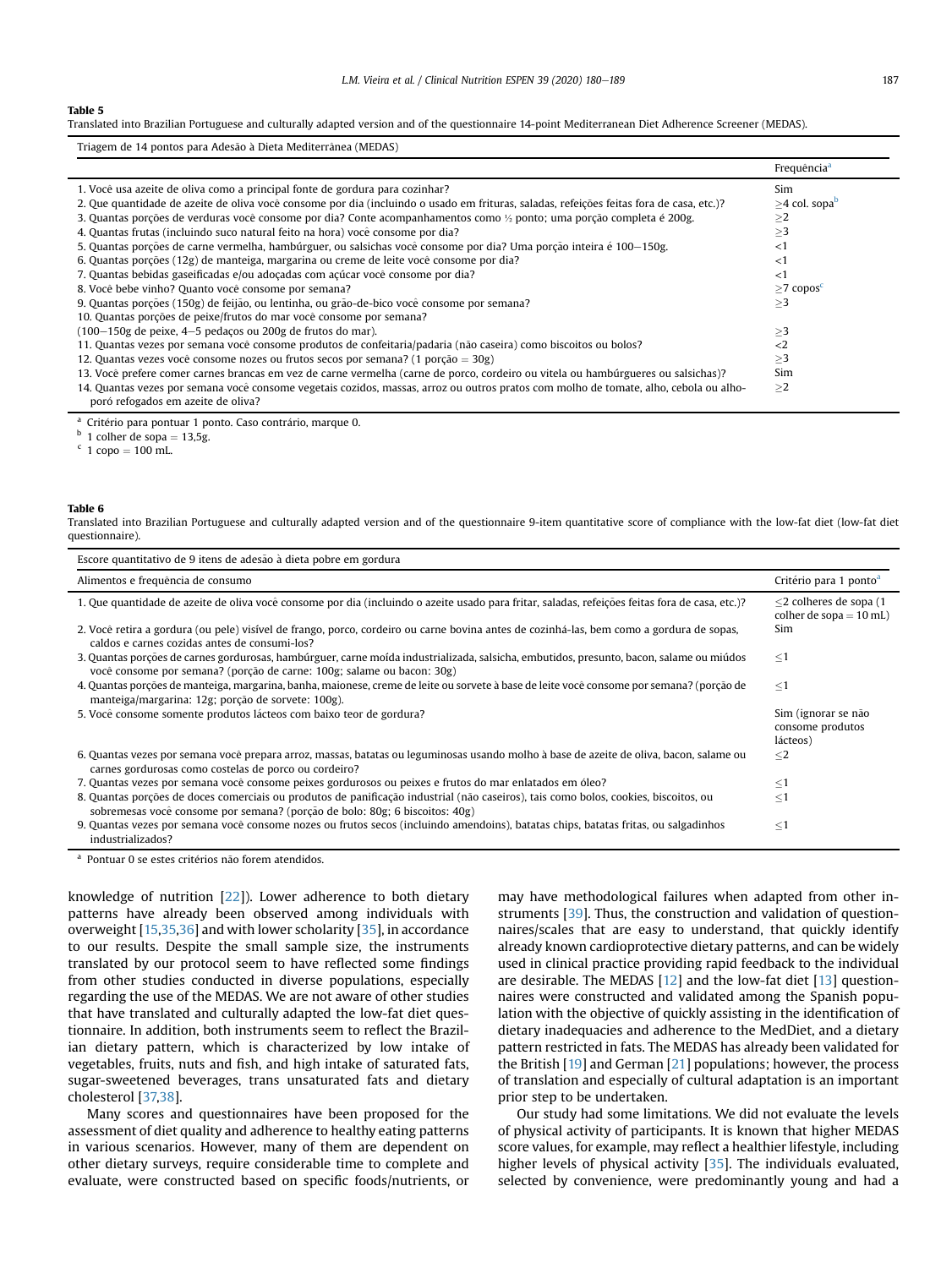**Table 5**
Translated into Brazilian Portuguese and culturally adapted version and of the questionnaire 14-point Mediterranean Diet Adherence Screener (MEDAS).

| Triagem de 14 pontos para Adesão à Dieta Mediterrânea (MEDAS) | |
|---|---|
| | Frequência[a] |
| 1. Você usa azeite de oliva como a principal fonte de gordura para cozinhar? | Sim |
| 2. Que quantidade de azeite de oliva você consome por dia (incluindo o usado em frituras, saladas, refeições feitas fora de casa, etc.)? | ≥4 col. sopa[b] |
| 3. Quantas porções de verduras você consome por dia? Conte acompanhamentos como ½ ponto; uma porção completa é 200g. | ≥2 |
| 4. Quantas frutas (incluindo suco natural feito na hora) você consome por dia? | ≥3 |
| 5. Quantas porções de carne vermelha, hambúrguer, ou salsichas você consome por dia? Uma porção inteira é 100–150g. | <1 |
| 6. Quantas porções (12g) de manteiga, margarina ou creme de leite você consome por dia? | <1 |
| 7. Quantas bebidas gaseificadas e/ou adoçadas com açúcar você consome por dia? | <1 |
| 8. Você bebe vinho? Quanto você consome por semana? | ≥7 copos[c] |
| 9. Quantas porções (150g) de feijão, ou lentinha, ou grão-de-bico você consome por semana? | ≥3 |
| 10. Quantas porções de peixe/frutos do mar você consome por semana? (100–150g de peixe, 4–5 pedaços ou 200g de frutos do mar). | ≥3 |
| 11. Quantas vezes por semana você consome produtos de confeitaria/padaria (não caseira) como biscoitos ou bolos? | <2 |
| 12. Quantas vezes você consome nozes ou frutos secos por semana? (1 porção = 30g) | ≥3 |
| 13. Você prefere comer carnes brancas em vez de carne vermelha (carne de porco, cordeiro ou vitela ou hambúrgueres ou salsichas)? | Sim |
| 14. Quantas vezes por semana você consome vegetais cozidos, massas, arroz ou outros pratos com molho de tomate, alho, cebola ou alho-poró refogados em azeite de oliva? | ≥2 |

[a] Critério para pontuar 1 ponto. Caso contrário, marque 0.
[b] 1 colher de sopa = 13,5g.
[c] 1 copo = 100 mL.

**Table 6**
Translated into Brazilian Portuguese and culturally adapted version and of the questionnaire 9-item quantitative score of compliance with the low-fat diet (low-fat diet questionnaire).

| Escore quantitativo de 9 itens de adesão à dieta pobre em gordura | |
|---|---|
| Alimentos e frequência de consumo | Critério para 1 ponto[a] |
| 1. Que quantidade de azeite de oliva você consome por dia (incluindo o azeite usado para fritar, saladas, refeições feitas fora de casa, etc.)? | ≤2 colheres de sopa (1 colher de sopa = 10 mL) |
| 2. Você retira a gordura (ou pele) visível de frango, porco, cordeiro ou carne bovina antes de cozinhá-las, bem como a gordura de sopas, caldos e carnes cozidas antes de consumi-los? | Sim |
| 3. Quantas porções de carnes gordurosas, hambúrguer, carne moída industrializada, salsicha, embutidos, presunto, bacon, salame ou miúdos você consome por semana? (porção de carne: 100g; salame ou bacon: 30g) | ≤1 |
| 4. Quantas porções de manteiga, margarina, banha, maionese, creme de leite ou sorvete à base de leite você consome por semana? (porção de manteiga/margarina: 12g; porção de sorvete: 100g). | ≤1 |
| 5. Você consome somente produtos lácteos com baixo teor de gordura? | Sim (ignorar se não consome produtos lácteos) |
| 6. Quantas vezes por semana você prepara arroz, massas, batatas ou leguminosas usando molho à base de azeite de oliva, bacon, salame ou carnes gordurosas como costelas de porco ou cordeiro? | ≤2 |
| 7. Quantas vezes por semana você consome peixes gordurosos ou peixes e frutos do mar enlatados em óleo? | ≤1 |
| 8. Quantas porções de doces comerciais ou produtos de panificação industrial (não caseiros), tais como bolos, cookies, biscoitos, ou sobremesas você consome por semana? (porção de bolo: 80g; 6 biscoitos: 40g) | ≤1 |
| 9. Quantas vezes por semana você consome nozes ou frutos secos (incluindo amendoins), batatas chips, batatas fritas, ou salgadinhos industrializados? | ≤1 |

[a] Pontuar 0 se estes critérios não forem atendidos.

knowledge of nutrition [22]). Lower adherence to both dietary patterns have already been observed among individuals with overweight [15,35,36] and with lower scholarity [35], in accordance to our results. Despite the small sample size, the instruments translated by our protocol seem to have reflected some findings from other studies conducted in diverse populations, especially regarding the use of the MEDAS. We are not aware of other studies that have translated and culturally adapted the low-fat diet questionnaire. In addition, both instruments seem to reflect the Brazilian dietary pattern, which is characterized by low intake of vegetables, fruits, nuts and fish, and high intake of saturated fats, sugar-sweetened beverages, trans unsaturated fats and dietary cholesterol [37,38].

Many scores and questionnaires have been proposed for the assessment of diet quality and adherence to healthy eating patterns in various scenarios. However, many of them are dependent on other dietary surveys, require considerable time to complete and evaluate, were constructed based on specific foods/nutrients, or may have methodological failures when adapted from other instruments [39]. Thus, the construction and validation of questionnaires/scales that are easy to understand, that quickly identify already known cardioprotective dietary patterns, and can be widely used in clinical practice providing rapid feedback to the individual are desirable. The MEDAS [12] and the low-fat diet [13] questionnaires were constructed and validated among the Spanish population with the objective of quickly assisting in the identification of dietary inadequacies and adherence to the MedDiet, and a dietary pattern restricted in fats. The MEDAS has already been validated for the British [19] and German [21] populations; however, the process of translation and especially of cultural adaptation is an important prior step to be undertaken.

Our study had some limitations. We did not evaluate the levels of physical activity of participants. It is known that higher MEDAS score values, for example, may reflect a healthier lifestyle, including higher levels of physical activity [35]. The individuals evaluated, selected by convenience, were predominantly young and had a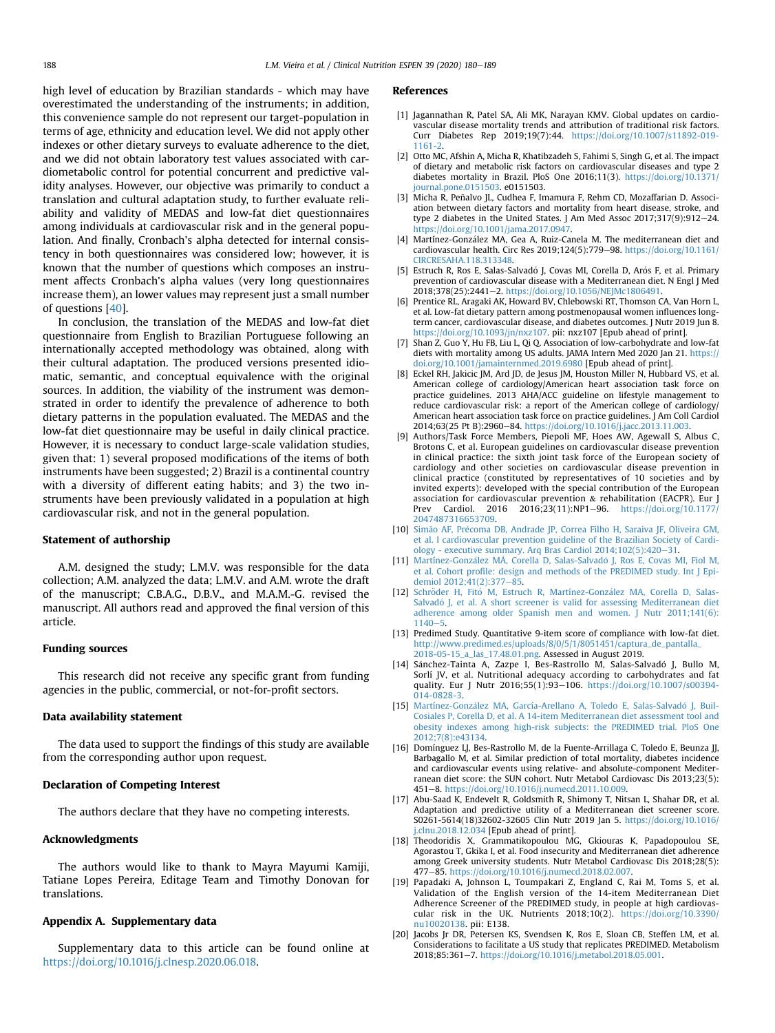high level of education by Brazilian standards - which may have overestimated the understanding of the instruments; in addition, this convenience sample do not represent our target-population in terms of age, ethnicity and education level. We did not apply other indexes or other dietary surveys to evaluate adherence to the diet, and we did not obtain laboratory test values associated with cardiometabolic control for potential concurrent and predictive validity analyses. However, our objective was primarily to conduct a translation and cultural adaptation study, to further evaluate reliability and validity of MEDAS and low-fat diet questionnaires among individuals at cardiovascular risk and in the general population. And finally, Cronbach's alpha detected for internal consistency in both questionnaires was considered low; however, it is known that the number of questions which composes an instrument affects Cronbach's alpha values (very long questionnaires increase them), an lower values may represent just a small number of questions [40].

In conclusion, the translation of the MEDAS and low-fat diet questionnaire from English to Brazilian Portuguese following an internationally accepted methodology was obtained, along with their cultural adaptation. The produced versions presented idiomatic, semantic, and conceptual equivalence with the original sources. In addition, the viability of the instrument was demonstrated in order to identify the prevalence of adherence to both dietary patterns in the population evaluated. The MEDAS and the low-fat diet questionnaire may be useful in daily clinical practice. However, it is necessary to conduct large-scale validation studies, given that: 1) several proposed modifications of the items of both instruments have been suggested; 2) Brazil is a continental country with a diversity of different eating habits; and 3) the two instruments have been previously validated in a population at high cardiovascular risk, and not in the general population.

## Statement of authorship

A.M. designed the study; L.M.V. was responsible for the data collection; A.M. analyzed the data; L.M.V. and A.M. wrote the draft of the manuscript; C.B.A.G., D.B.V., and M.A.M.-G. revised the manuscript. All authors read and approved the final version of this article.

## Funding sources

This research did not receive any specific grant from funding agencies in the public, commercial, or not-for-profit sectors.

## Data availability statement

The data used to support the findings of this study are available from the corresponding author upon request.

## Declaration of Competing Interest

The authors declare that they have no competing interests.

## Acknowledgments

The authors would like to thank to Mayra Mayumi Kamiji, Tatiane Lopes Pereira, Editage Team and Timothy Donovan for translations.

## Appendix A. Supplementary data

Supplementary data to this article can be found online at https://doi.org/10.1016/j.clnesp.2020.06.018.

## References

[1] Jagannathan R, Patel SA, Ali MK, Narayan KMV. Global updates on cardiovascular disease mortality trends and attribution of traditional risk factors. Curr Diabetes Rep 2019;19(7):44. https://doi.org/10.1007/s11892-019-1161-2.

[2] Otto MC, Afshin A, Micha R, Khatibzadeh S, Fahimi S, Singh G, et al. The impact of dietary and metabolic risk factors on cardiovascular diseases and type 2 diabetes mortality in Brazil. PloS One 2016;11(3). https://doi.org/10.1371/journal.pone.0151503. e0151503.

[3] Micha R, Peñalvo JL, Cudhea F, Imamura F, Rehm CD, Mozaffarian D. Association between dietary factors and mortality from heart disease, stroke, and type 2 diabetes in the United States. J Am Med Assoc 2017;317(9):912–24. https://doi.org/10.1001/jama.2017.0947.

[4] Martínez-González MA, Gea A, Ruiz-Canela M. The mediterranean diet and cardiovascular health. Circ Res 2019;124(5):779–98. https://doi.org/10.1161/CIRCRESAHA.118.313348.

[5] Estruch R, Ros E, Salas-Salvadó J, Covas MI, Corella D, Arós F, et al. Primary prevention of cardiovascular disease with a Mediterranean diet. N Engl J Med 2018;378(25):2441–2. https://doi.org/10.1056/NEJMc1806491.

[6] Prentice RL, Aragaki AK, Howard BV, Chlebowski RT, Thomson CA, Van Horn L, et al. Low-fat dietary pattern among postmenopausal women influences long-term cancer, cardiovascular disease, and diabetes outcomes. J Nutr 2019 Jun 8. https://doi.org/10.1093/jn/nxz107. pii: nxz107 [Epub ahead of print].

[7] Shan Z, Guo Y, Hu FB, Liu L, Qi Q. Association of low-carbohydrate and low-fat diets with mortality among US adults. JAMA Intern Med 2020 Jan 21. https://doi.org/10.1001/jamainternmed.2019.6980 [Epub ahead of print].

[8] Eckel RH, Jakicic JM, Ard JD, de Jesus JM, Houston Miller N, Hubbard VS, et al. American college of cardiology/American heart association task force on practice guidelines. 2013 AHA/ACC guideline on lifestyle management to reduce cardiovascular risk: a report of the American college of cardiology/American heart association task force on practice guidelines. J Am Coll Cardiol 2014;63(25 Pt B):2960–84. https://doi.org/10.1016/j.jacc.2013.11.003.

[9] Authors/Task Force Members, Piepoli MF, Hoes AW, Agewall S, Albus C, Brotons C, et al. European guidelines on cardiovascular disease prevention in clinical practice: the sixth joint task force of the European society of cardiology and other societies on cardiovascular disease prevention in clinical practice (constituted by representatives of 10 societies and by invited experts): developed with the special contribution of the European association for cardiovascular prevention & rehabilitation (EACPR). Eur J Prev Cardiol. 2016 2016;23(11):NP1–96. https://doi.org/10.1177/2047487316653709.

[10] Simão AF, Précoma DB, Andrade JP, Correa Filho H, Saraiva JF, Oliveira GM, et al. I cardiovascular prevention guideline of the Brazilian Society of Cardiology - executive summary. Arq Bras Cardiol 2014;102(5):420–31.

[11] Martínez-González MÁ, Corella D, Salas-Salvadó J, Ros E, Covas MI, Fiol M, et al. Cohort profile: design and methods of the PREDIMED study. Int J Epidemiol 2012;41(2):377–85.

[12] Schröder H, Fitó M, Estruch R, Martínez-González MA, Corella D, Salas-Salvadó J, et al. A short screener is valid for assessing Mediterranean diet adherence among older Spanish men and women. J Nutr 2011;141(6):1140–5.

[13] Predimed Study. Quantitative 9-item score of compliance with low-fat diet. http://www.predimed.es/uploads/8/0/5/1/8051451/captura_de_pantalla_2018-05-15_a_las_17.48.01.png. Assessed in August 2019.

[14] Sánchez-Tainta A, Zazpe I, Bes-Rastrollo M, Salas-Salvadó J, Bullo M, Sorlí JV, et al. Nutritional adequacy according to carbohydrates and fat quality. Eur J Nutr 2016;55(1):93–106. https://doi.org/10.1007/s00394-014-0828-3.

[15] Martínez-González MA, García-Arellano A, Toledo E, Salas-Salvadó J, Buil-Cosiales P, Corella D, et al. A 14-item Mediterranean diet assessment tool and obesity indexes among high-risk subjects: the PREDIMED trial. PloS One 2012;7(8):e43134.

[16] Domínguez LJ, Bes-Rastrollo M, de la Fuente-Arrillaga C, Toledo E, Beunza JJ, Barbagallo M, et al. Similar prediction of total mortality, diabetes incidence and cardiovascular events using relative- and absolute-component Mediterranean diet score: the SUN cohort. Nutr Metabol Cardiovasc Dis 2013;23(5):451–8. https://doi.org/10.1016/j.numecd.2011.10.009.

[17] Abu-Saad K, Endevelt R, Goldsmith R, Shimony T, Nitsan L, Shahar DR, et al. Adaptation and predictive utility of a Mediterranean diet screener score. S0261-5614(18)32602-32605 Clin Nutr 2019 Jan 5. https://doi.org/10.1016/j.clnu.2018.12.034 [Epub ahead of print].

[18] Theodoridis X, Grammatikopoulou MG, Gkiouras K, Papadopoulou SE, Agorastou T, Gkika I, et al. Food insecurity and Mediterranean diet adherence among Greek university students. Nutr Metabol Cardiovasc Dis 2018;28(5):477–85. https://doi.org/10.1016/j.numecd.2018.02.007.

[19] Papadaki A, Johnson L, Toumpakari Z, England C, Rai M, Toms S, et al. Validation of the English version of the 14-item Mediterranean Diet Adherence Screener of the PREDIMED study, in people at high cardiovascular risk in the UK. Nutrients 2018;10(2). https://doi.org/10.3390/nu10020138. pii: E138.

[20] Jacobs Jr DR, Petersen KS, Svendsen K, Ros E, Sloan CB, Steffen LM, et al. Considerations to facilitate a US study that replicates PREDIMED. Metabolism 2018;85:361–7. https://doi.org/10.1016/j.metabol.2018.05.001.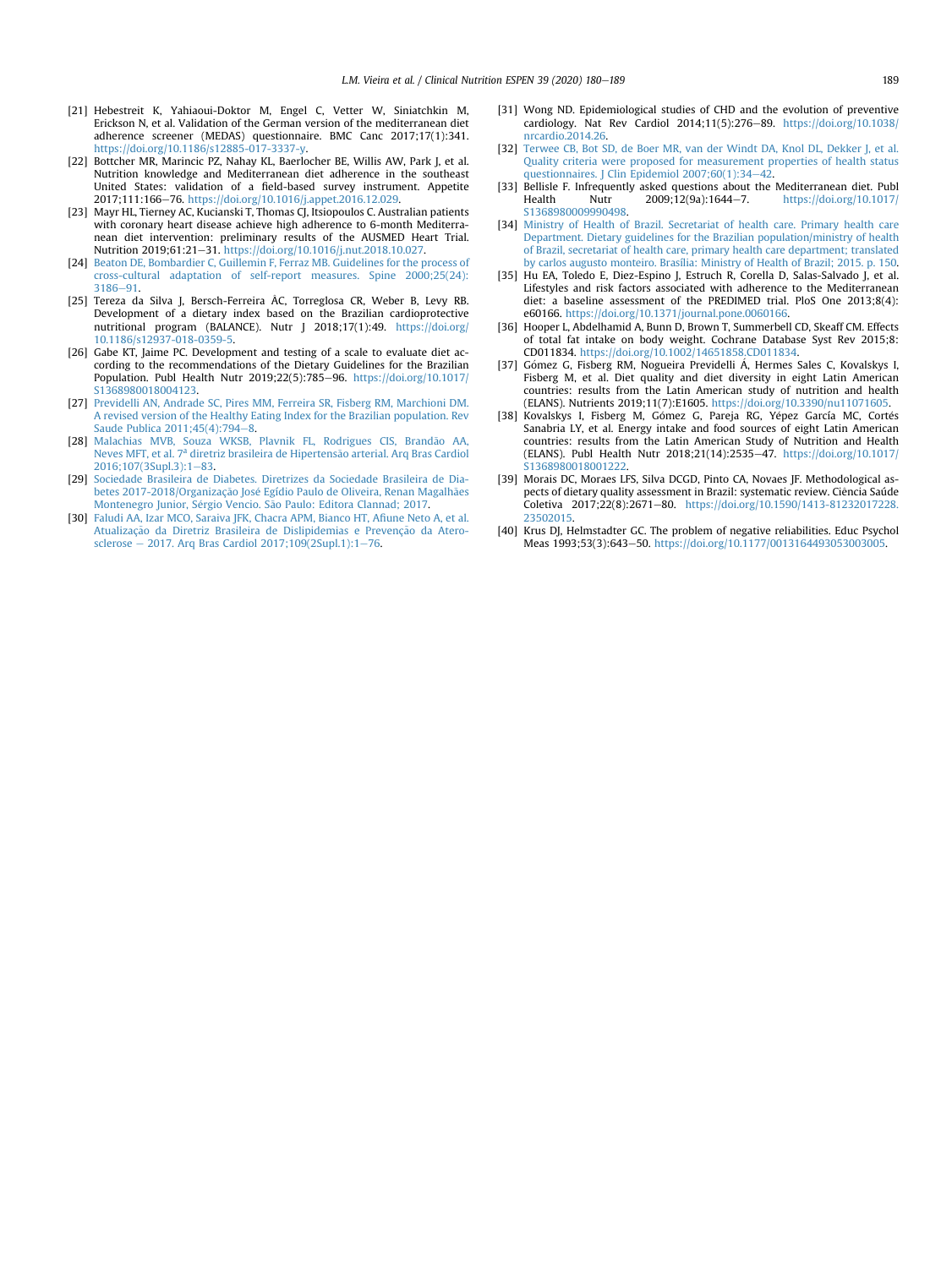[21] Hebestreit K, Yahiaoui-Doktor M, Engel C, Vetter W, Siniatchkin M, Erickson N, et al. Validation of the German version of the mediterranean diet adherence screener (MEDAS) questionnaire. BMC Canc 2017;17(1):341. https://doi.org/10.1186/s12885-017-3337-y.

[22] Bottcher MR, Marincic PZ, Nahay KL, Baerlocher BE, Willis AW, Park J, et al. Nutrition knowledge and Mediterranean diet adherence in the southeast United States: validation of a field-based survey instrument. Appetite 2017;111:166–76. https://doi.org/10.1016/j.appet.2016.12.029.

[23] Mayr HL, Tierney AC, Kucianski T, Thomas CJ, Itsiopoulos C. Australian patients with coronary heart disease achieve high adherence to 6-month Mediterranean diet intervention: preliminary results of the AUSMED Heart Trial. Nutrition 2019;61:21–31. https://doi.org/10.1016/j.nut.2018.10.027.

[24] Beaton DE, Bombardier C, Guillemin F, Ferraz MB. Guidelines for the process of cross-cultural adaptation of self-report measures. Spine 2000;25(24):3186–91.

[25] Tereza da Silva J, Bersch-Ferreira ÂC, Torreglosa CR, Weber B, Levy RB. Development of a dietary index based on the Brazilian cardioprotective nutritional program (BALANCE). Nutr J 2018;17(1):49. https://doi.org/10.1186/s12937-018-0359-5.

[26] Gabe KT, Jaime PC. Development and testing of a scale to evaluate diet according to the recommendations of the Dietary Guidelines for the Brazilian Population. Publ Health Nutr 2019;22(5):785–96. https://doi.org/10.1017/S1368980018004123.

[27] Previdelli AN, Andrade SC, Pires MM, Ferreira SR, Fisberg RM, Marchioni DM. A revised version of the Healthy Eating Index for the Brazilian population. Rev Saude Publica 2011;45(4):794–8.

[28] Malachias MVB, Souza WKSB, Plavnik FL, Rodrigues CIS, Brandão AA, Neves MFT, et al. 7ª diretriz brasileira de Hipertensão arterial. Arq Bras Cardiol 2016;107(3Supl.3):1–83.

[29] Sociedade Brasileira de Diabetes. Diretrizes da Sociedade Brasileira de Diabetes 2017-2018/Organização José Egídio Paulo de Oliveira, Renan Magalhães Montenegro Junior, Sérgio Vencio. São Paulo: Editora Clannad; 2017.

[30] Faludi AA, Izar MCO, Saraiva JFK, Chacra APM, Bianco HT, Afiune Neto A, et al. Atualização da Diretriz Brasileira de Dislipidemias e Prevenção da Aterosclerose – 2017. Arq Bras Cardiol 2017;109(2Supl.1):1–76.

[31] Wong ND. Epidemiological studies of CHD and the evolution of preventive cardiology. Nat Rev Cardiol 2014;11(5):276–89. https://doi.org/10.1038/nrcardio.2014.26.

[32] Terwee CB, Bot SD, de Boer MR, van der Windt DA, Knol DL, Dekker J, et al. Quality criteria were proposed for measurement properties of health status questionnaires. J Clin Epidemiol 2007;60(1):34–42.

[33] Bellisle F. Infrequently asked questions about the Mediterranean diet. Publ Health Nutr 2009;12(9a):1644–7. https://doi.org/10.1017/S1368980009990498.

[34] Ministry of Health of Brazil. Secretariat of health care. Primary health care Department. Dietary guidelines for the Brazilian population/ministry of health of Brazil, secretariat of health care, primary health care department; translated by carlos augusto monteiro. Brasília: Ministry of Health of Brazil; 2015. p. 150.

[35] Hu EA, Toledo E, Diez-Espino J, Estruch R, Corella D, Salas-Salvado J, et al. Lifestyles and risk factors associated with adherence to the Mediterranean diet: a baseline assessment of the PREDIMED trial. PloS One 2013;8(4):e60166. https://doi.org/10.1371/journal.pone.0060166.

[36] Hooper L, Abdelhamid A, Bunn D, Brown T, Summerbell CD, Skeaff CM. Effects of total fat intake on body weight. Cochrane Database Syst Rev 2015;8:CD011834. https://doi.org/10.1002/14651858.CD011834.

[37] Gómez G, Fisberg RM, Nogueira Previdelli Á, Hermes Sales C, Kovalskys I, Fisberg M, et al. Diet quality and diet diversity in eight Latin American countries: results from the Latin American study of nutrition and health (ELANS). Nutrients 2019;11(7):E1605. https://doi.org/10.3390/nu11071605.

[38] Kovalskys I, Fisberg M, Gómez G, Pareja RG, Yépez García MC, Cortés Sanabria LY, et al. Energy intake and food sources of eight Latin American countries: results from the Latin American Study of Nutrition and Health (ELANS). Publ Health Nutr 2018;21(14):2535–47. https://doi.org/10.1017/S1368980018001222.

[39] Morais DC, Moraes LFS, Silva DCGD, Pinto CA, Novaes JF. Methodological aspects of dietary quality assessment in Brazil: systematic review. Ciência Saúde Coletiva 2017;22(8):2671–80. https://doi.org/10.1590/1413-81232017228.23502015.

[40] Krus DJ, Helmstadter GC. The problem of negative reliabilities. Educ Psychol Meas 1993;53(3):643–50. https://doi.org/10.1177/0013164493053003005.